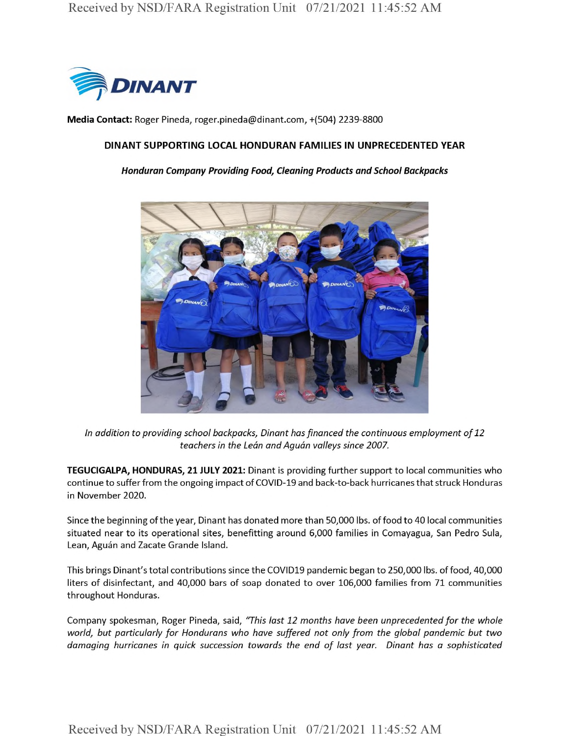**Media Contact:** Roger Pineda, roger.pineda@dinant.com, +(504) 2239-8800

# DINANT SUPPORTING LOCAL HONDURAN FAMILIES IN UNPRECEDENTED YEAR

***Honduran Company Providing Food, Cleaning Products and School Backpacks***

*In addition to providing school backpacks, Dinant has financed the continuous employment of 12 teachers in the Leán and Aguán valleys since 2007.*

**TEGUCIGALPA, HONDURAS, 21 JULY 2021:** Dinant is providing further support to local communities who continue to suffer from the ongoing impact of COVID-19 and back-to-back hurricanes that struck Honduras in November 2020.

Since the beginning of the year, Dinant has donated more than 50,000 lbs. of food to 40 local communities situated near to its operational sites, benefitting around 6,000 families in Comayagua, San Pedro Sula, Lean, Aguán and Zacate Grande Island.

This brings Dinant's total contributions since the COVID19 pandemic began to 250,000 lbs. of food, 40,000 liters of disinfectant, and 40,000 bars of soap donated to over 106,000 families from 71 communities throughout Honduras.

Company spokesman, Roger Pineda, said, *"This last 12 months have been unprecedented for the whole world, but particularly for Hondurans who have suffered not only from the global pandemic but two damaging hurricanes in quick succession towards the end of last year. Dinant has a sophisticated*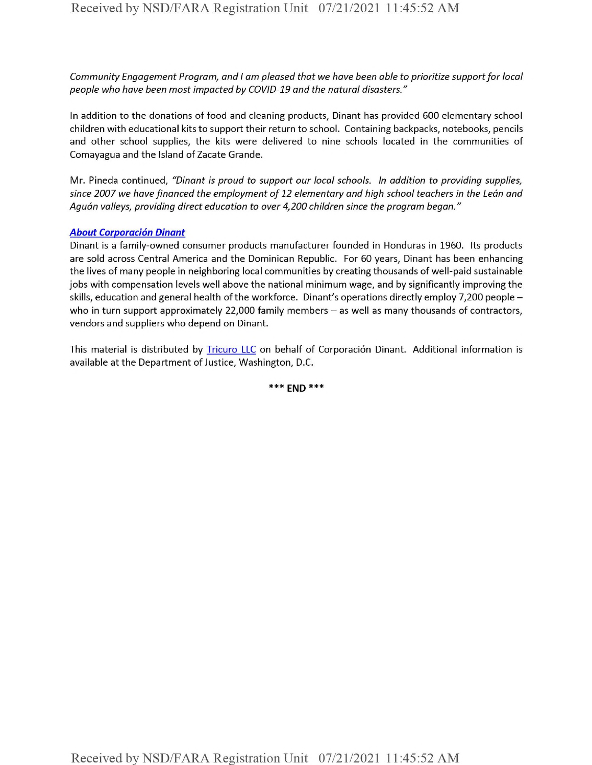*Community Engagement Program, and I am pleased that we have been able to prioritize support for local people who have been most impacted by COVID-19 and the natural disasters."*

In addition to the donations of food and cleaning products, Dinant has provided 600 elementary school children with educational kits to support their return to school. Containing backpacks, notebooks, pencils and other school supplies, the kits were delivered to nine schools located in the communities of Comayagua and the Island of Zacate Grande.

Mr. Pineda continued, *"Dinant is proud to support our local schools. In addition to providing supplies, since 2007 we have financed the employment of 12 elementary and high school teachers in the León and Aguán valleys, providing direct education to over 4,200 children since the program began."*

***About Corporación Dinant***

Dinant is a family-owned consumer products manufacturer founded in Honduras in 1960. Its products are sold across Central America and the Dominican Republic. For 60 years, Dinant has been enhancing the lives of many people in neighboring local communities by creating thousands of well-paid sustainable jobs with compensation levels well above the national minimum wage, and by significantly improving the skills, education and general health of the workforce. Dinant's operations directly employ 7,200 people – who in turn support approximately 22,000 family members – as well as many thousands of contractors, vendors and suppliers who depend on Dinant.

This material is distributed by Tricuro LLC on behalf of Corporación Dinant. Additional information is available at the Department of Justice, Washington, D.C.

**\*\*\* END \*\*\***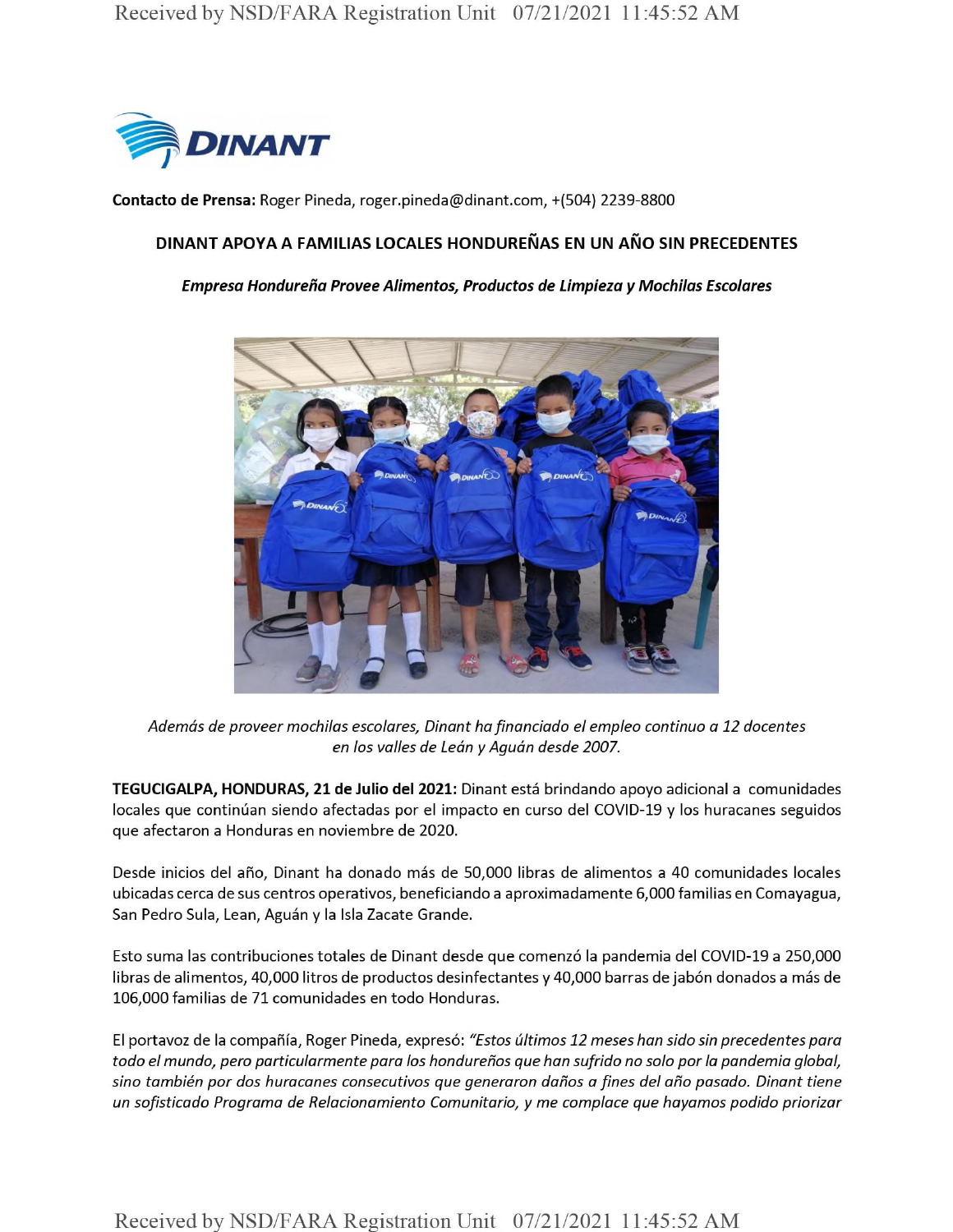**DINANT**

**Contacto de Prensa:** Roger Pineda, roger.pineda@dinant.com, +(504) 2239-8800

## DINANT APOYA A FAMILIAS LOCALES HONDUREÑAS EN UN AÑO SIN PRECEDENTES

***Empresa Hondureña Provee Alimentos, Productos de Limpieza y Mochilas Escolares***

*Además de proveer mochilas escolares, Dinant ha financiado el empleo continuo a 12 docentes en los valles de León y Aguán desde 2007.*

**TEGUCIGALPA, HONDURAS, 21 de Julio del 2021:** Dinant está brindando apoyo adicional a comunidades locales que continúan siendo afectadas por el impacto en curso del COVID-19 y los huracanes seguidos que afectaron a Honduras en noviembre de 2020.

Desde inicios del año, Dinant ha donado más de 50,000 libras de alimentos a 40 comunidades locales ubicadas cerca de sus centros operativos, beneficiando a aproximadamente 6,000 familias en Comayagua, San Pedro Sula, Lean, Aguán y la Isla Zacate Grande.

Esto suma las contribuciones totales de Dinant desde que comenzó la pandemia del COVID-19 a 250,000 libras de alimentos, 40,000 litros de productos desinfectantes y 40,000 barras de jabón donados a más de 106,000 familias de 71 comunidades en todo Honduras.

El portavoz de la compañía, Roger Pineda, expresó: *"Estos últimos 12 meses han sido sin precedentes para todo el mundo, pero particularmente para los hondureños que han sufrido no solo por la pandemia global, sino también por dos huracanes consecutivos que generaron daños a fines del año pasado. Dinant tiene un sofisticado Programa de Relacionamiento Comunitario, y me complace que hayamos podido priorizar*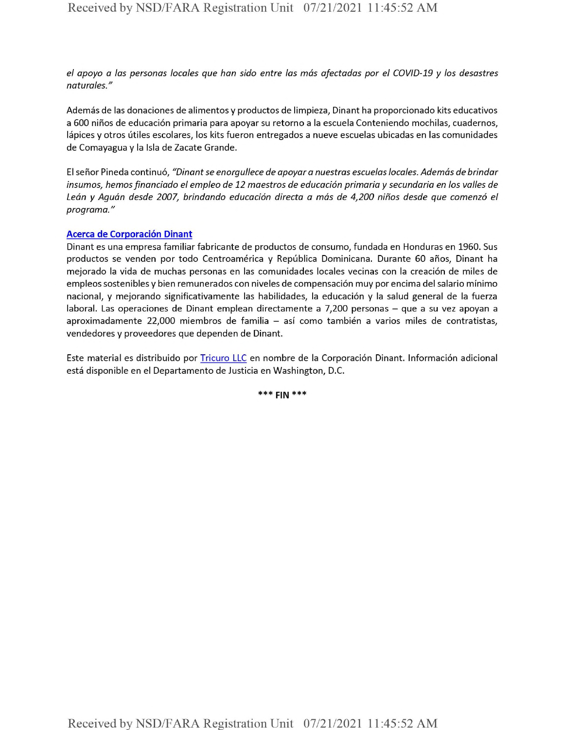*el apoyo a las personas locales que han sido entre las más afectadas por el COVID-19 y los desastres naturales."*

Además de las donaciones de alimentos y productos de limpieza, Dinant ha proporcionado kits educativos a 600 niños de educación primaria para apoyar su retorno a la escuela Conteniendo mochilas, cuadernos, lápices y otros útiles escolares, los kits fueron entregados a nueve escuelas ubicadas en las comunidades de Comayagua y la Isla de Zacate Grande.

El señor Pineda continuó, *"Dinant se enorgullece de apoyar a nuestras escuelas locales. Además de brindar insumos, hemos financiado el empleo de 12 maestros de educación primaria y secundaria en los valles de León y Aguán desde 2007, brindando educación directa a más de 4,200 niños desde que comenzó el programa."*

**Acerca de Corporación Dinant**

Dinant es una empresa familiar fabricante de productos de consumo, fundada en Honduras en 1960. Sus productos se venden por todo Centroamérica y República Dominicana. Durante 60 años, Dinant ha mejorado la vida de muchas personas en las comunidades locales vecinas con la creación de miles de empleos sostenibles y bien remunerados con niveles de compensación muy por encima del salario mínimo nacional, y mejorando significativamente las habilidades, la educación y la salud general de la fuerza laboral. Las operaciones de Dinant emplean directamente a 7,200 personas – que a su vez apoyan a aproximadamente 22,000 miembros de familia – así como también a varios miles de contratistas, vendedores y proveedores que dependen de Dinant.

Este material es distribuido por Tricuro LLC en nombre de la Corporación Dinant. Información adicional está disponible en el Departamento de Justicia en Washington, D.C.

**\*\*\* FIN \*\*\***